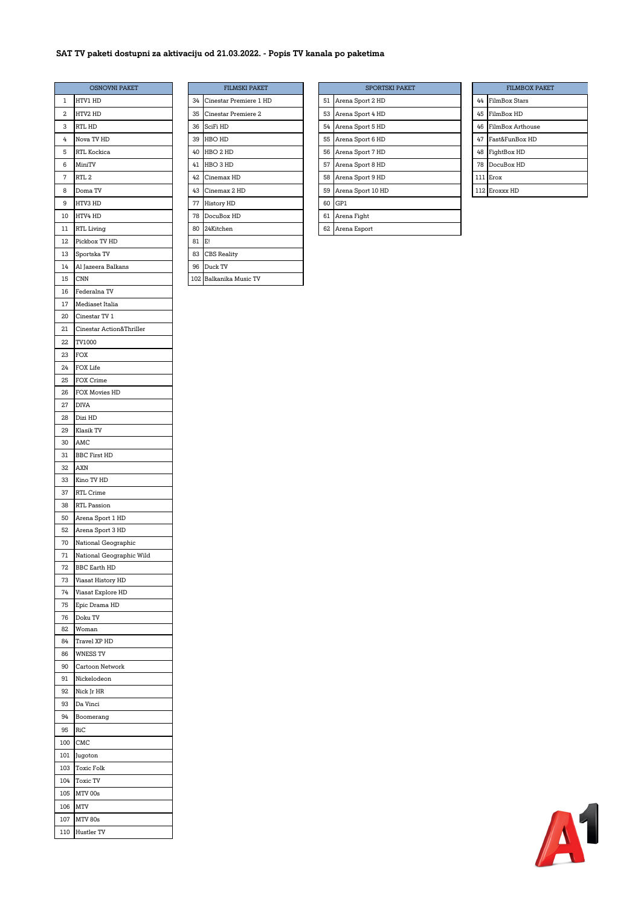**SAT TV paketi dostupni za aktivaciju od 21.03.2022. - Popis TV kanala po paketima**

| OSNOVNI PAKET | |
|---|---|
| 1 | HTV1 HD |
| 2 | HTV2 HD |
| 3 | RTL HD |
| 4 | Nova TV HD |
| 5 | RTL Kockica |
| 6 | MiniTV |
| 7 | RTL 2 |
| 8 | Doma TV |
| 9 | HTV3 HD |
| 10 | HTV4 HD |
| 11 | RTL Living |
| 12 | Pickbox TV HD |
| 13 | Sportska TV |
| 14 | Al Jazeera Balkans |
| 15 | CNN |
| 16 | Federalna TV |
| 17 | Mediaset Italia |
| 20 | Cinestar TV 1 |
| 21 | Cinestar Action&Thriller |
| 22 | TV1000 |
| 23 | FOX |
| 24 | FOX Life |
| 25 | FOX Crime |
| 26 | FOX Movies HD |
| 27 | DIVA |
| 28 | Dizi HD |
| 29 | Klasik TV |
| 30 | AMC |
| 31 | BBC First HD |
| 32 | AXN |
| 33 | Kino TV HD |
| 37 | RTL Crime |
| 38 | RTL Passion |
| 50 | Arena Sport 1 HD |
| 52 | Arena Sport 3 HD |
| 70 | National Geographic |
| 71 | National Geographic Wild |
| 72 | BBC Earth HD |
| 73 | Viasat History HD |
| 74 | Viasat Explore HD |
| 75 | Epic Drama HD |
| 76 | Doku TV |
| 82 | Woman |
| 84 | Travel XP HD |
| 86 | WNESS TV |
| 90 | Cartoon Network |
| 91 | Nickelodeon |
| 92 | Nick Jr HR |
| 93 | Da Vinci |
| 94 | Boomerang |
| 95 | RiC |
| 100 | CMC |
| 101 | Jugoton |
| 103 | Toxic Folk |
| 104 | Toxic TV |
| 105 | MTV 00s |
| 106 | MTV |
| 107 | MTV 80s |
| 110 | Hustler TV |

| FILMSKI PAKET | |
|---|---|
| 34 | Cinestar Premiere 1 HD |
| 35 | Cinestar Premiere 2 |
| 36 | SciFi HD |
| 39 | HBO HD |
| 40 | HBO 2 HD |
| 41 | HBO 3 HD |
| 42 | Cinemax HD |
| 43 | Cinemax 2 HD |
| 77 | History HD |
| 78 | DocuBox HD |
| 80 | 24Kitchen |
| 81 | E! |
| 83 | CBS Reality |
| 96 | Duck TV |
| 102 | Balkanika Music TV |

| SPORTSKI PAKET | |
|---|---|
| 51 | Arena Sport 2 HD |
| 53 | Arena Sport 4 HD |
| 54 | Arena Sport 5 HD |
| 55 | Arena Sport 6 HD |
| 56 | Arena Sport 7 HD |
| 57 | Arena Sport 8 HD |
| 58 | Arena Sport 9 HD |
| 59 | Arena Sport 10 HD |
| 60 | GP1 |
| 61 | Arena Fight |
| 62 | Arena Esport |

| FILMBOX PAKET | |
|---|---|
| 44 | FilmBox Stars |
| 45 | FilmBox HD |
| 46 | FilmBox Arthouse |
| 47 | Fast&FunBox HD |
| 48 | FightBox HD |
| 78 | DocuBox HD |
| 111 | Erox |
| 112 | Eroxxx HD |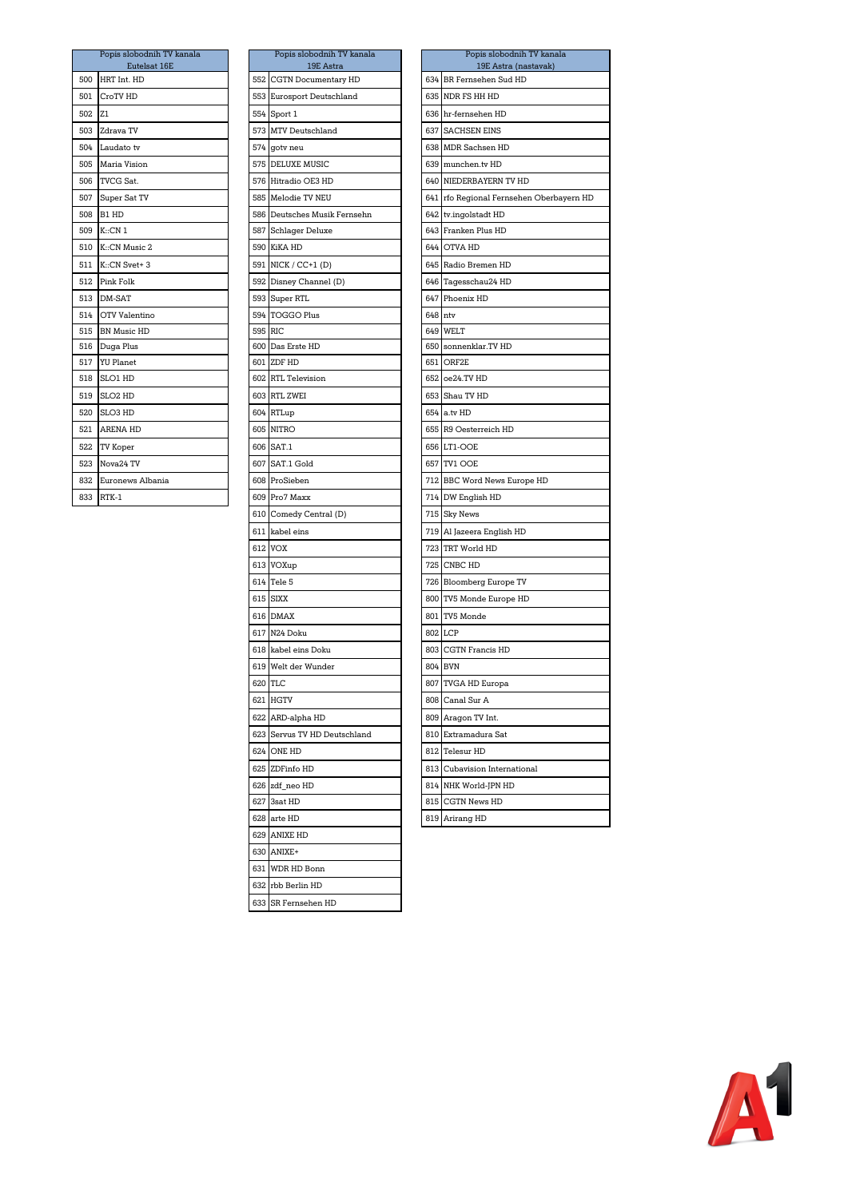| Popis slobodnih TV kanala Eutelsat 16E | |
|---|---|
| 500 | HRT Int. HD |
| 501 | CroTV HD |
| 502 | Z1 |
| 503 | Zdrava TV |
| 504 | Laudato tv |
| 505 | Maria Vision |
| 506 | TVCG Sat. |
| 507 | Super Sat TV |
| 508 | B1 HD |
| 509 | K::CN 1 |
| 510 | K::CN Music 2 |
| 511 | K::CN Svet+ 3 |
| 512 | Pink Folk |
| 513 | DM-SAT |
| 514 | OTV Valentino |
| 515 | BN Music HD |
| 516 | Duga Plus |
| 517 | YU Planet |
| 518 | SLO1 HD |
| 519 | SLO2 HD |
| 520 | SLO3 HD |
| 521 | ARENA HD |
| 522 | TV Koper |
| 523 | Nova24 TV |
| 832 | Euronews Albania |
| 833 | RTK-1 |

| Popis slobodnih TV kanala 19E Astra | |
|---|---|
| 552 | CGTN Documentary HD |
| 553 | Eurosport Deutschland |
| 554 | Sport 1 |
| 573 | MTV Deutschland |
| 574 | gotv neu |
| 575 | DELUXE MUSIC |
| 576 | Hitradio OE3 HD |
| 585 | Melodie TV NEU |
| 586 | Deutsches Musik Fernsehn |
| 587 | Schlager Deluxe |
| 590 | KiKA HD |
| 591 | NICK / CC+1 (D) |
| 592 | Disney Channel (D) |
| 593 | Super RTL |
| 594 | TOGGO Plus |
| 595 | RIC |
| 600 | Das Erste HD |
| 601 | ZDF HD |
| 602 | RTL Television |
| 603 | RTL ZWEI |
| 604 | RTLup |
| 605 | NITRO |
| 606 | SAT.1 |
| 607 | SAT.1 Gold |
| 608 | ProSieben |
| 609 | Pro7 Maxx |
| 610 | Comedy Central (D) |
| 611 | kabel eins |
| 612 | VOX |
| 613 | VOXup |
| 614 | Tele 5 |
| 615 | SIXX |
| 616 | DMAX |
| 617 | N24 Doku |
| 618 | kabel eins Doku |
| 619 | Welt der Wunder |
| 620 | TLC |
| 621 | HGTV |
| 622 | ARD-alpha HD |
| 623 | Servus TV HD Deutschland |
| 624 | ONE HD |
| 625 | ZDFinfo HD |
| 626 | zdf_neo HD |
| 627 | 3sat HD |
| 628 | arte HD |
| 629 | ANIXE HD |
| 630 | ANIXE+ |
| 631 | WDR HD Bonn |
| 632 | rbb Berlin HD |
| 633 | SR Fernsehen HD |

| Popis slobodnih TV kanala 19E Astra (nastavak) | |
|---|---|
| 634 | BR Fernsehen Sud HD |
| 635 | NDR FS HH HD |
| 636 | hr-fernsehen HD |
| 637 | SACHSEN EINS |
| 638 | MDR Sachsen HD |
| 639 | munchen.tv HD |
| 640 | NIEDERBAYERN TV HD |
| 641 | rfo Regional Fernsehen Oberbayern HD |
| 642 | tv.ingolstadt HD |
| 643 | Franken Plus HD |
| 644 | OTVA HD |
| 645 | Radio Bremen HD |
| 646 | Tagesschau24 HD |
| 647 | Phoenix HD |
| 648 | ntv |
| 649 | WELT |
| 650 | sonnenklar.TV HD |
| 651 | ORF2E |
| 652 | oe24.TV HD |
| 653 | Shau TV HD |
| 654 | a.tv HD |
| 655 | R9 Oesterreich HD |
| 656 | LT1-OOE |
| 657 | TV1 OOE |
| 712 | BBC Word News Europe HD |
| 714 | DW English HD |
| 715 | Sky News |
| 719 | Al Jazeera English HD |
| 723 | TRT World HD |
| 725 | CNBC HD |
| 726 | Bloomberg Europe TV |
| 800 | TV5 Monde Europe HD |
| 801 | TV5 Monde |
| 802 | LCP |
| 803 | CGTN Francis HD |
| 804 | BVN |
| 807 | TVGA HD Europa |
| 808 | Canal Sur A |
| 809 | Aragon TV Int. |
| 810 | Extramadura Sat |
| 812 | Telesur HD |
| 813 | Cubavision International |
| 814 | NHK World-JPN HD |
| 815 | CGTN News HD |
| 819 | Arirang HD |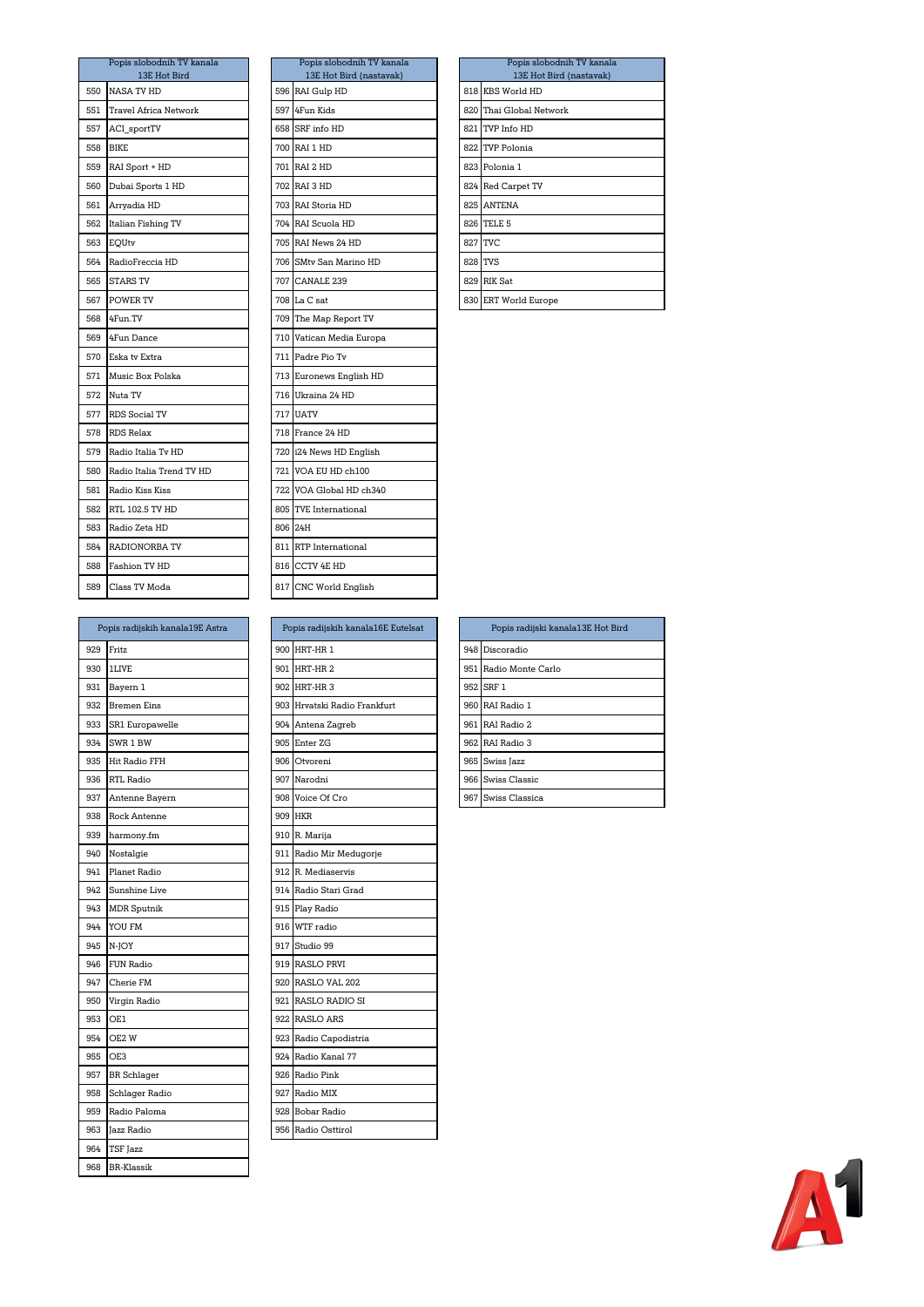| Popis slobodnih TV kanala 13E Hot Bird | |
|---|---|
| 550 | NASA TV HD |
| 551 | Travel Africa Network |
| 557 | ACI_sportTV |
| 558 | BIKE |
| 559 | RAI Sport + HD |
| 560 | Dubai Sports 1 HD |
| 561 | Arryadia HD |
| 562 | Italian Fishing TV |
| 563 | EQUtv |
| 564 | RadioFreccia HD |
| 565 | STARS TV |
| 567 | POWER TV |
| 568 | 4Fun.TV |
| 569 | 4Fun Dance |
| 570 | Eska tv Extra |
| 571 | Music Box Polska |
| 572 | Nuta TV |
| 577 | RDS Social TV |
| 578 | RDS Relax |
| 579 | Radio Italia Tv HD |
| 580 | Radio Italia Trend TV HD |
| 581 | Radio Kiss Kiss |
| 582 | RTL 102.5 TV HD |
| 583 | Radio Zeta HD |
| 584 | RADIONORBA TV |
| 588 | Fashion TV HD |
| 589 | Class TV Moda |

| Popis slobodnih TV kanala 13E Hot Bird (nastavak) | |
|---|---|
| 596 | RAI Gulp HD |
| 597 | 4Fun Kids |
| 658 | SRF info HD |
| 700 | RAI 1 HD |
| 701 | RAI 2 HD |
| 702 | RAI 3 HD |
| 703 | RAI Storia HD |
| 704 | RAI Scuola HD |
| 705 | RAI News 24 HD |
| 706 | SMtv San Marino HD |
| 707 | CANALE 239 |
| 708 | La C sat |
| 709 | The Map Report TV |
| 710 | Vatican Media Europa |
| 711 | Padre Pio Tv |
| 713 | Euronews English HD |
| 716 | Ukraina 24 HD |
| 717 | UATV |
| 718 | France 24 HD |
| 720 | i24 News HD English |
| 721 | VOA EU HD ch100 |
| 722 | VOA Global HD ch340 |
| 805 | TVE International |
| 806 | 24H |
| 811 | RTP International |
| 816 | CCTV 4E HD |
| 817 | CNC World English |

| Popis slobodnih TV kanala 13E Hot Bird (nastavak) | |
|---|---|
| 818 | KBS World HD |
| 820 | Thai Global Network |
| 821 | TVP Info HD |
| 822 | TVP Polonia |
| 823 | Polonia 1 |
| 824 | Red Carpet TV |
| 825 | ANTENA |
| 826 | TELE 5 |
| 827 | TVC |
| 828 | TVS |
| 829 | RIK Sat |
| 830 | ERT World Europe |

| Popis radijskih kanala19E Astra | |
|---|---|
| 929 | Fritz |
| 930 | 1LIVE |
| 931 | Bayern 1 |
| 932 | Bremen Eins |
| 933 | SR1 Europawelle |
| 934 | SWR 1 BW |
| 935 | Hit Radio FFH |
| 936 | RTL Radio |
| 937 | Antenne Bayern |
| 938 | Rock Antenne |
| 939 | harmony.fm |
| 940 | Nostalgie |
| 941 | Planet Radio |
| 942 | Sunshine Live |
| 943 | MDR Sputnik |
| 944 | YOU FM |
| 945 | N-JOY |
| 946 | FUN Radio |
| 947 | Cherie FM |
| 950 | Virgin Radio |
| 953 | OE1 |
| 954 | OE2 W |
| 955 | OE3 |
| 957 | BR Schlager |
| 958 | Schlager Radio |
| 959 | Radio Paloma |
| 963 | Jazz Radio |
| 964 | TSF Jazz |
| 968 | BR-Klassik |

| Popis radijskih kanala16E Eutelsat | |
|---|---|
| 900 | HRT-HR 1 |
| 901 | HRT-HR 2 |
| 902 | HRT-HR 3 |
| 903 | Hrvatski Radio Frankfurt |
| 904 | Antena Zagreb |
| 905 | Enter ZG |
| 906 | Otvoreni |
| 907 | Narodni |
| 908 | Voice Of Cro |
| 909 | HKR |
| 910 | R. Marija |
| 911 | Radio Mir Medugorje |
| 912 | R. Mediaservis |
| 914 | Radio Stari Grad |
| 915 | Play Radio |
| 916 | WTF radio |
| 917 | Studio 99 |
| 919 | RASLO PRVI |
| 920 | RASLO VAL 202 |
| 921 | RASLO RADIO SI |
| 922 | RASLO ARS |
| 923 | Radio Capodistria |
| 924 | Radio Kanal 77 |
| 926 | Radio Pink |
| 927 | Radio MIX |
| 928 | Bobar Radio |
| 956 | Radio Osttirol |

| Popis radijski kanala13E Hot Bird | |
|---|---|
| 948 | Discoradio |
| 951 | Radio Monte Carlo |
| 952 | SRF 1 |
| 960 | RAI Radio 1 |
| 961 | RAI Radio 2 |
| 962 | RAI Radio 3 |
| 965 | Swiss Jazz |
| 966 | Swiss Classic |
| 967 | Swiss Classica |